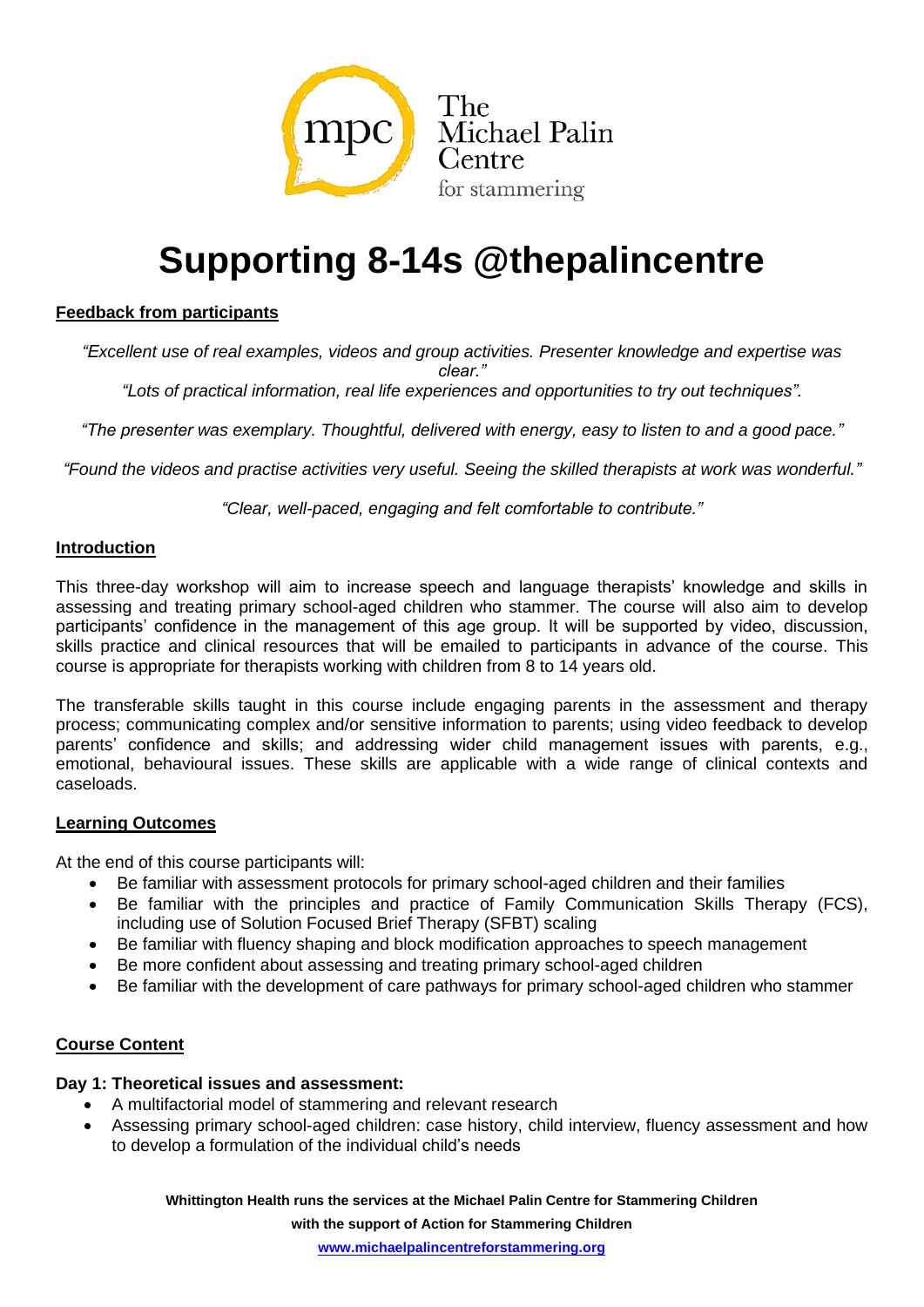The Michael Palin Centre for stammering

# Supporting 8-14s @thepalincentre

## Feedback from participants

*"Excellent use of real examples, videos and group activities. Presenter knowledge and expertise was clear."*

*"Lots of practical information, real life experiences and opportunities to try out techniques".*

*"The presenter was exemplary. Thoughtful, delivered with energy, easy to listen to and a good pace."*

*"Found the videos and practise activities very useful. Seeing the skilled therapists at work was wonderful."*

*"Clear, well-paced, engaging and felt comfortable to contribute."*

## Introduction

This three-day workshop will aim to increase speech and language therapists' knowledge and skills in assessing and treating primary school-aged children who stammer. The course will also aim to develop participants' confidence in the management of this age group. It will be supported by video, discussion, skills practice and clinical resources that will be emailed to participants in advance of the course. This course is appropriate for therapists working with children from 8 to 14 years old.

The transferable skills taught in this course include engaging parents in the assessment and therapy process; communicating complex and/or sensitive information to parents; using video feedback to develop parents' confidence and skills; and addressing wider child management issues with parents, e.g., emotional, behavioural issues. These skills are applicable with a wide range of clinical contexts and caseloads.

## Learning Outcomes

At the end of this course participants will:

- Be familiar with assessment protocols for primary school-aged children and their families
- Be familiar with the principles and practice of Family Communication Skills Therapy (FCS), including use of Solution Focused Brief Therapy (SFBT) scaling
- Be familiar with fluency shaping and block modification approaches to speech management
- Be more confident about assessing and treating primary school-aged children
- Be familiar with the development of care pathways for primary school-aged children who stammer

## Course Content

**Day 1: Theoretical issues and assessment:**

- A multifactorial model of stammering and relevant research
- Assessing primary school-aged children: case history, child interview, fluency assessment and how to develop a formulation of the individual child's needs

**Whittington Health runs the services at the Michael Palin Centre for Stammering Children with the support of Action for Stammering Children**

www.michaelpalincentreforstammering.org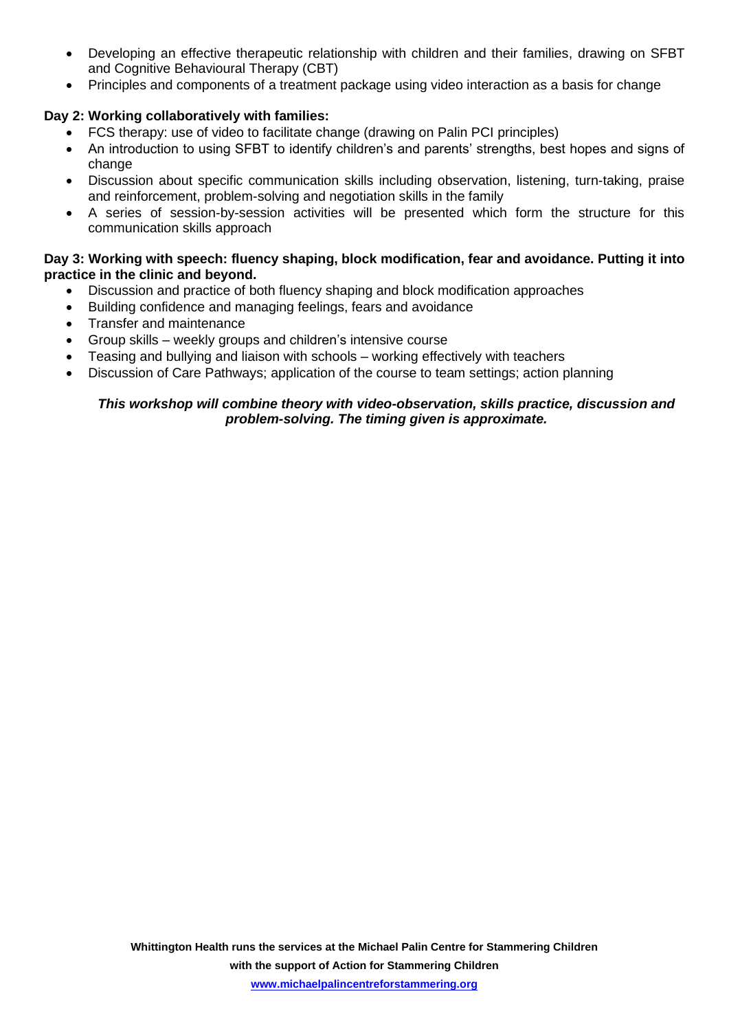- Developing an effective therapeutic relationship with children and their families, drawing on SFBT and Cognitive Behavioural Therapy (CBT)
- Principles and components of a treatment package using video interaction as a basis for change

**Day 2: Working collaboratively with families:**

- FCS therapy: use of video to facilitate change (drawing on Palin PCI principles)
- An introduction to using SFBT to identify children's and parents' strengths, best hopes and signs of change
- Discussion about specific communication skills including observation, listening, turn-taking, praise and reinforcement, problem-solving and negotiation skills in the family
- A series of session-by-session activities will be presented which form the structure for this communication skills approach

**Day 3: Working with speech: fluency shaping, block modification, fear and avoidance. Putting it into practice in the clinic and beyond.**

- Discussion and practice of both fluency shaping and block modification approaches
- Building confidence and managing feelings, fears and avoidance
- Transfer and maintenance
- Group skills – weekly groups and children's intensive course
- Teasing and bullying and liaison with schools – working effectively with teachers
- Discussion of Care Pathways; application of the course to team settings; action planning

***This workshop will combine theory with video-observation, skills practice, discussion and problem-solving. The timing given is approximate.***

**Whittington Health runs the services at the Michael Palin Centre for Stammering Children with the support of Action for Stammering Children**

**www.michaelpalincentreforstammering.org**